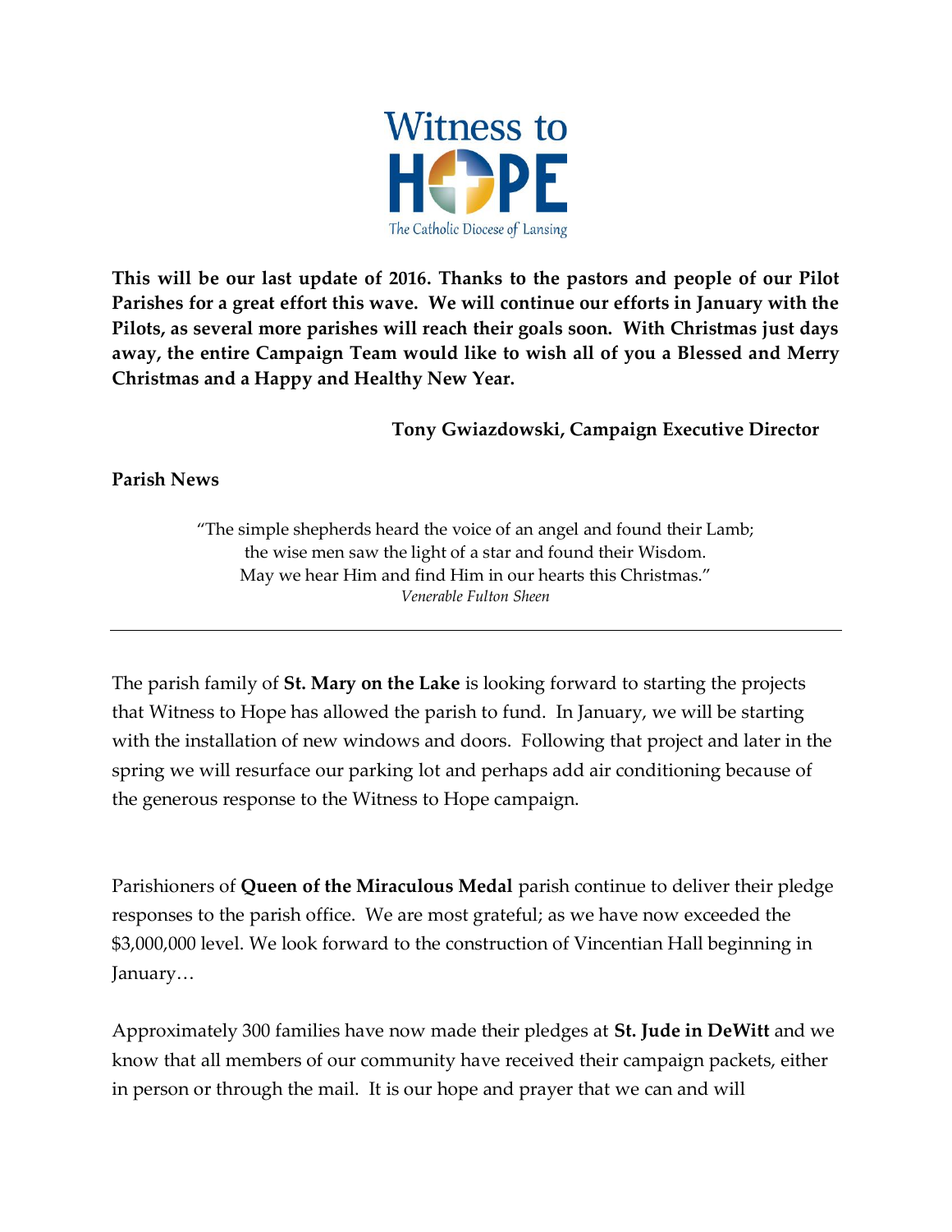# Witness to HOPE

The Catholic Diocese of Lansing

**This will be our last update of 2016. Thanks to the pastors and people of our Pilot Parishes for a great effort this wave. We will continue our efforts in January with the Pilots, as several more parishes will reach their goals soon. With Christmas just days away, the entire Campaign Team would like to wish all of you a Blessed and Merry Christmas and a Happy and Healthy New Year.**

**Tony Gwiazdowski, Campaign Executive Director**

**Parish News**

> "The simple shepherds heard the voice of an angel and found their Lamb;
> the wise men saw the light of a star and found their Wisdom.
> May we hear Him and find Him in our hearts this Christmas."
> *Venerable Fulton Sheen*

---

The parish family of **St. Mary on the Lake** is looking forward to starting the projects that Witness to Hope has allowed the parish to fund. In January, we will be starting with the installation of new windows and doors. Following that project and later in the spring we will resurface our parking lot and perhaps add air conditioning because of the generous response to the Witness to Hope campaign.

Parishioners of **Queen of the Miraculous Medal** parish continue to deliver their pledge responses to the parish office. We are most grateful; as we have now exceeded the $3,000,000 level. We look forward to the construction of Vincentian Hall beginning in January…

Approximately 300 families have now made their pledges at **St. Jude in DeWitt** and we know that all members of our community have received their campaign packets, either in person or through the mail. It is our hope and prayer that we can and will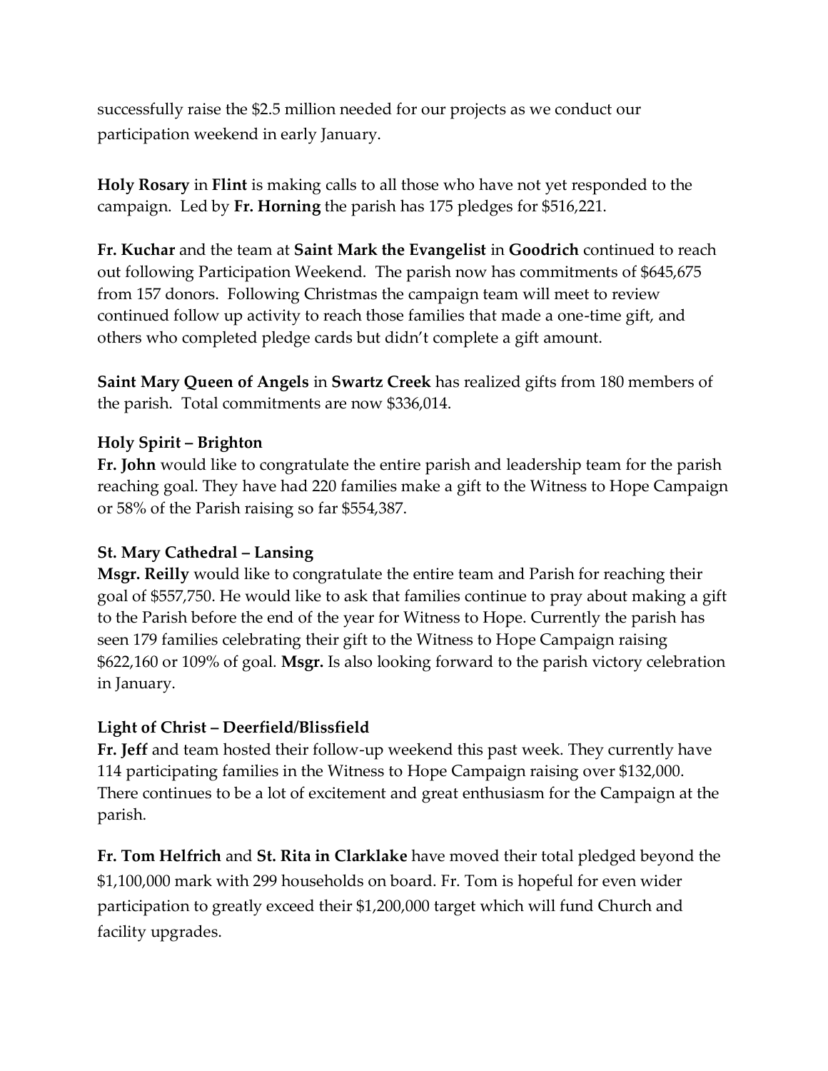successfully raise the $2.5 million needed for our projects as we conduct our participation weekend in early January.

**Holy Rosary** in **Flint** is making calls to all those who have not yet responded to the campaign. Led by **Fr. Horning** the parish has 175 pledges for $516,221.

**Fr. Kuchar** and the team at **Saint Mark the Evangelist** in **Goodrich** continued to reach out following Participation Weekend. The parish now has commitments of $645,675 from 157 donors. Following Christmas the campaign team will meet to review continued follow up activity to reach those families that made a one-time gift, and others who completed pledge cards but didn't complete a gift amount.

**Saint Mary Queen of Angels** in **Swartz Creek** has realized gifts from 180 members of the parish. Total commitments are now $336,014.

**Holy Spirit – Brighton**
**Fr. John** would like to congratulate the entire parish and leadership team for the parish reaching goal. They have had 220 families make a gift to the Witness to Hope Campaign or 58% of the Parish raising so far $554,387.

**St. Mary Cathedral – Lansing**
**Msgr. Reilly** would like to congratulate the entire team and Parish for reaching their goal of $557,750. He would like to ask that families continue to pray about making a gift to the Parish before the end of the year for Witness to Hope. Currently the parish has seen 179 families celebrating their gift to the Witness to Hope Campaign raising $622,160 or 109% of goal. **Msgr.** Is also looking forward to the parish victory celebration in January.

**Light of Christ – Deerfield/Blissfield**
**Fr. Jeff** and team hosted their follow-up weekend this past week. They currently have 114 participating families in the Witness to Hope Campaign raising over $132,000. There continues to be a lot of excitement and great enthusiasm for the Campaign at the parish.

**Fr. Tom Helfrich** and **St. Rita in Clarklake** have moved their total pledged beyond the $1,100,000 mark with 299 households on board. Fr. Tom is hopeful for even wider participation to greatly exceed their $1,200,000 target which will fund Church and facility upgrades.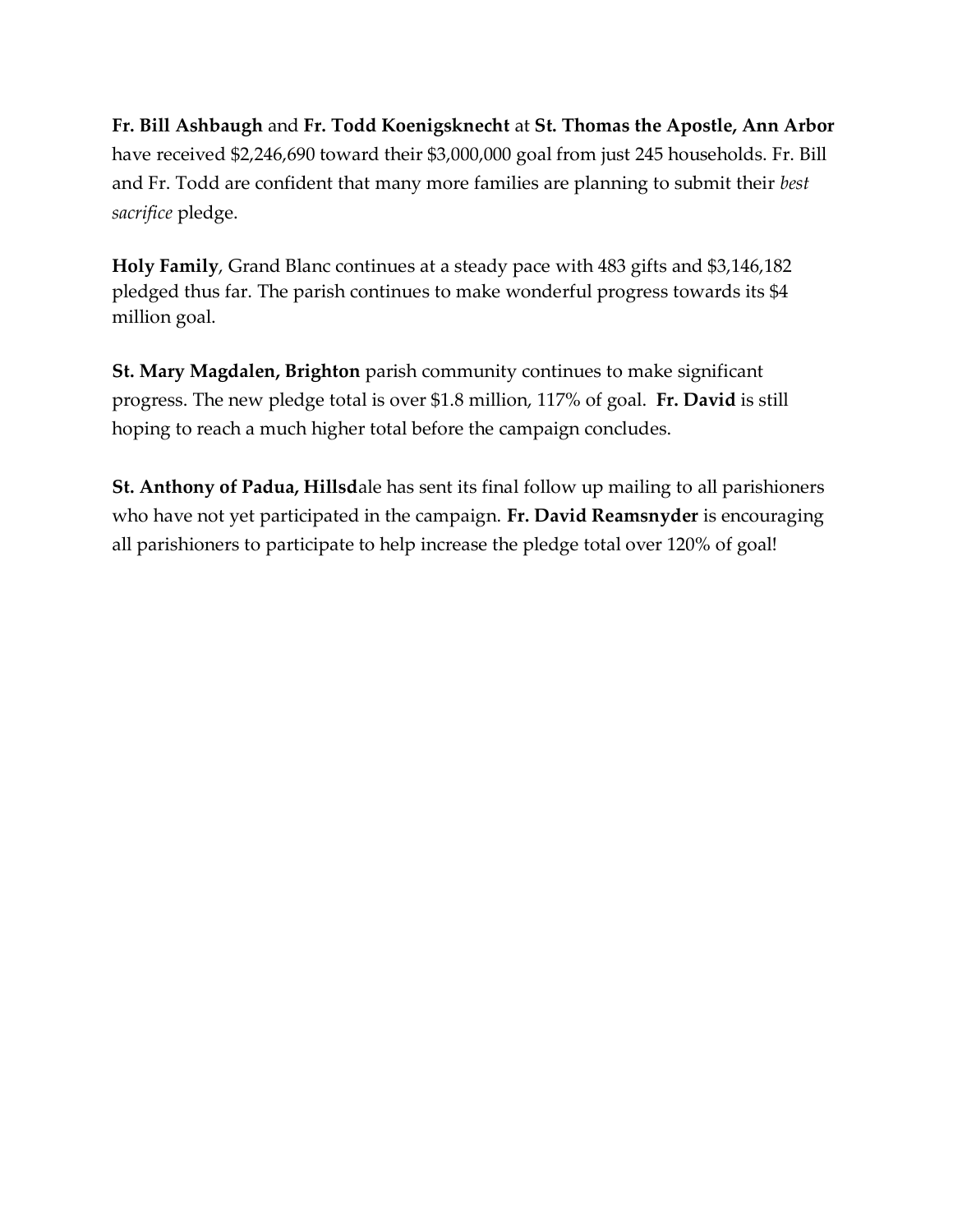**Fr. Bill Ashbaugh** and **Fr. Todd Koenigsknecht** at **St. Thomas the Apostle, Ann Arbor** have received $2,246,690 toward their $3,000,000 goal from just 245 households. Fr. Bill and Fr. Todd are confident that many more families are planning to submit their *best sacrifice* pledge.

**Holy Family**, Grand Blanc continues at a steady pace with 483 gifts and $3,146,182 pledged thus far. The parish continues to make wonderful progress towards its $4 million goal.

**St. Mary Magdalen, Brighton** parish community continues to make significant progress. The new pledge total is over $1.8 million, 117% of goal. **Fr. David** is still hoping to reach a much higher total before the campaign concludes.

**St. Anthony of Padua, Hillsd**ale has sent its final follow up mailing to all parishioners who have not yet participated in the campaign. **Fr. David Reamsnyder** is encouraging all parishioners to participate to help increase the pledge total over 120% of goal!